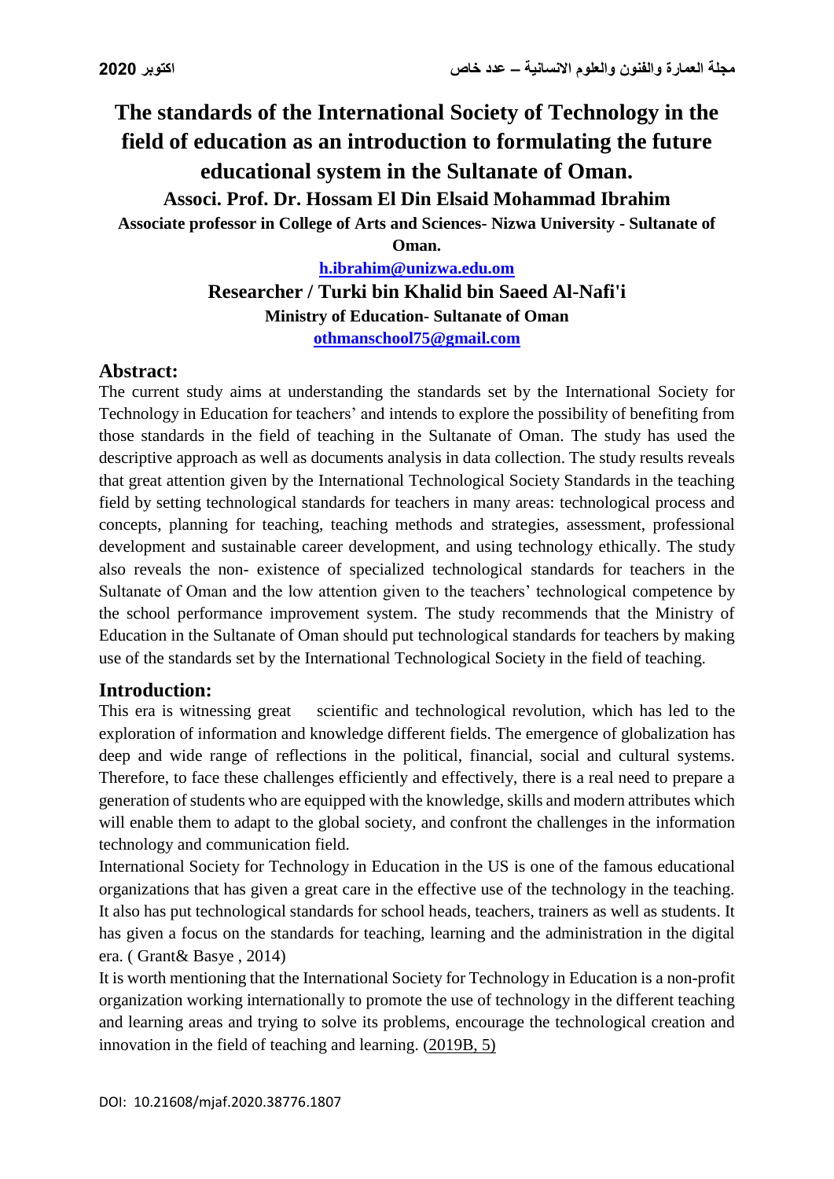# The standards of the International Society of Technology in the field of education as an introduction to formulating the future educational system in the Sultanate of Oman.

**Associ. Prof. Dr. Hossam El Din Elsaid Mohammad Ibrahim**

**Associate professor in College of Arts and Sciences- Nizwa University - Sultanate of Oman.**

**h.ibrahim@unizwa.edu.om**

**Researcher / Turki bin Khalid bin Saeed Al-Nafi'i**

**Ministry of Education- Sultanate of Oman**

**othmanschool75@gmail.com**

## Abstract:

The current study aims at understanding the standards set by the International Society for Technology in Education for teachers' and intends to explore the possibility of benefiting from those standards in the field of teaching in the Sultanate of Oman. The study has used the descriptive approach as well as documents analysis in data collection. The study results reveals that great attention given by the International Technological Society Standards in the teaching field by setting technological standards for teachers in many areas: technological process and concepts, planning for teaching, teaching methods and strategies, assessment, professional development and sustainable career development, and using technology ethically. The study also reveals the non- existence of specialized technological standards for teachers in the Sultanate of Oman and the low attention given to the teachers' technological competence by the school performance improvement system. The study recommends that the Ministry of Education in the Sultanate of Oman should put technological standards for teachers by making use of the standards set by the International Technological Society in the field of teaching.

## Introduction:

This era is witnessing great scientific and technological revolution, which has led to the exploration of information and knowledge different fields. The emergence of globalization has deep and wide range of reflections in the political, financial, social and cultural systems. Therefore, to face these challenges efficiently and effectively, there is a real need to prepare a generation of students who are equipped with the knowledge, skills and modern attributes which will enable them to adapt to the global society, and confront the challenges in the information technology and communication field.

International Society for Technology in Education in the US is one of the famous educational organizations that has given a great care in the effective use of the technology in the teaching. It also has put technological standards for school heads, teachers, trainers as well as students. It has given a focus on the standards for teaching, learning and the administration in the digital era. ( Grant& Basye , 2014)

It is worth mentioning that the International Society for Technology in Education is a non-profit organization working internationally to promote the use of technology in the different teaching and learning areas and trying to solve its problems, encourage the technological creation and innovation in the field of teaching and learning. (2019B, 5)

DOI: 10.21608/mjaf.2020.38776.1807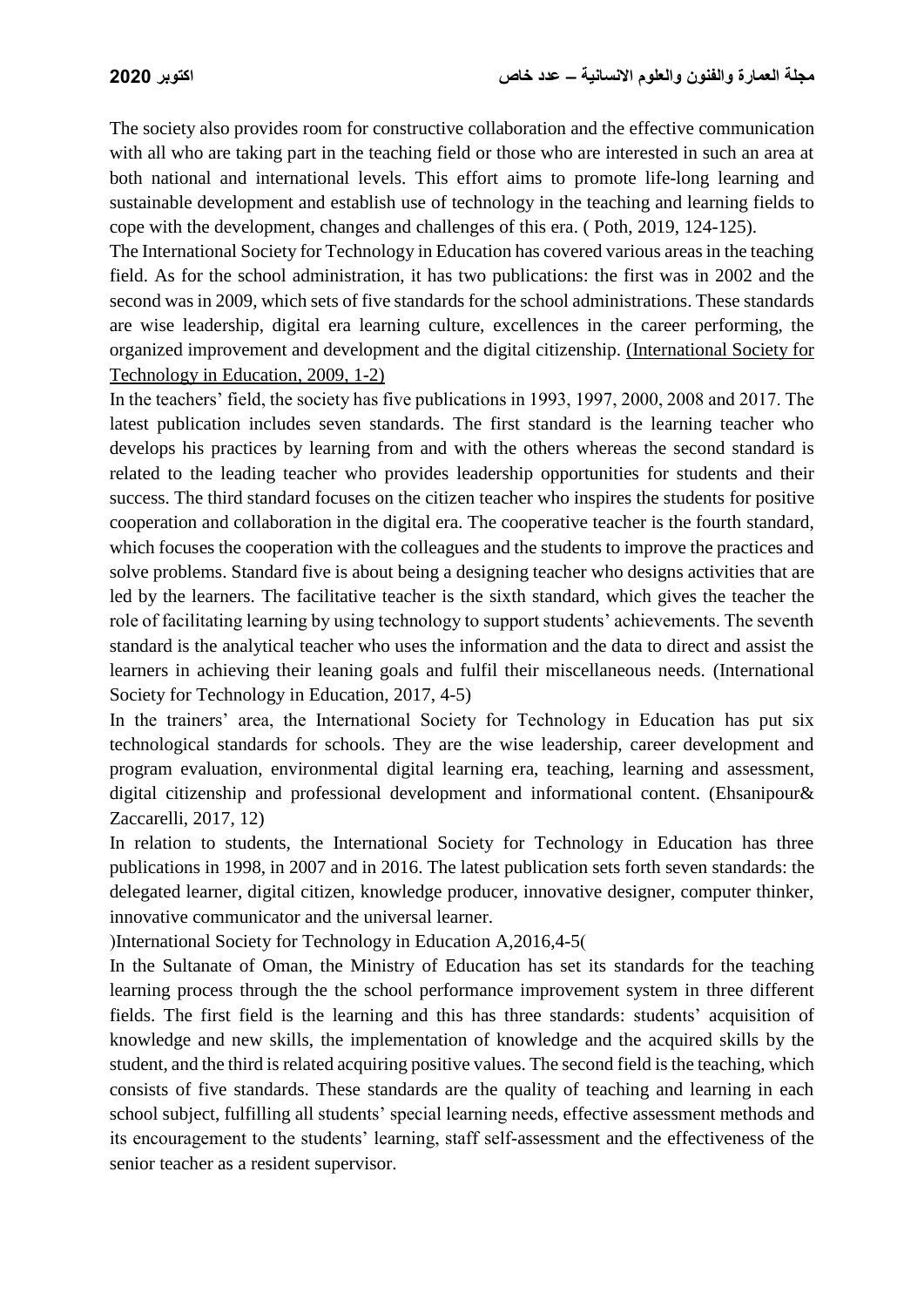The society also provides room for constructive collaboration and the effective communication with all who are taking part in the teaching field or those who are interested in such an area at both national and international levels. This effort aims to promote life-long learning and sustainable development and establish use of technology in the teaching and learning fields to cope with the development, changes and challenges of this era. ( Poth, 2019, 124-125).

The International Society for Technology in Education has covered various areas in the teaching field. As for the school administration, it has two publications: the first was in 2002 and the second was in 2009, which sets of five standards for the school administrations. These standards are wise leadership, digital era learning culture, excellences in the career performing, the organized improvement and development and the digital citizenship. (International Society for Technology in Education, 2009, 1-2)

In the teachers' field, the society has five publications in 1993, 1997, 2000, 2008 and 2017. The latest publication includes seven standards. The first standard is the learning teacher who develops his practices by learning from and with the others whereas the second standard is related to the leading teacher who provides leadership opportunities for students and their success. The third standard focuses on the citizen teacher who inspires the students for positive cooperation and collaboration in the digital era. The cooperative teacher is the fourth standard, which focuses the cooperation with the colleagues and the students to improve the practices and solve problems. Standard five is about being a designing teacher who designs activities that are led by the learners. The facilitative teacher is the sixth standard, which gives the teacher the role of facilitating learning by using technology to support students' achievements. The seventh standard is the analytical teacher who uses the information and the data to direct and assist the learners in achieving their leaning goals and fulfil their miscellaneous needs. (International Society for Technology in Education, 2017, 4-5)

In the trainers' area, the International Society for Technology in Education has put six technological standards for schools. They are the wise leadership, career development and program evaluation, environmental digital learning era, teaching, learning and assessment, digital citizenship and professional development and informational content. (Ehsanipour& Zaccarelli, 2017, 12)

In relation to students, the International Society for Technology in Education has three publications in 1998, in 2007 and in 2016. The latest publication sets forth seven standards: the delegated learner, digital citizen, knowledge producer, innovative designer, computer thinker, innovative communicator and the universal learner.

)International Society for Technology in Education A,2016,4-5(

In the Sultanate of Oman, the Ministry of Education has set its standards for the teaching learning process through the the school performance improvement system in three different fields. The first field is the learning and this has three standards: students' acquisition of knowledge and new skills, the implementation of knowledge and the acquired skills by the student, and the third is related acquiring positive values. The second field is the teaching, which consists of five standards. These standards are the quality of teaching and learning in each school subject, fulfilling all students' special learning needs, effective assessment methods and its encouragement to the students' learning, staff self-assessment and the effectiveness of the senior teacher as a resident supervisor.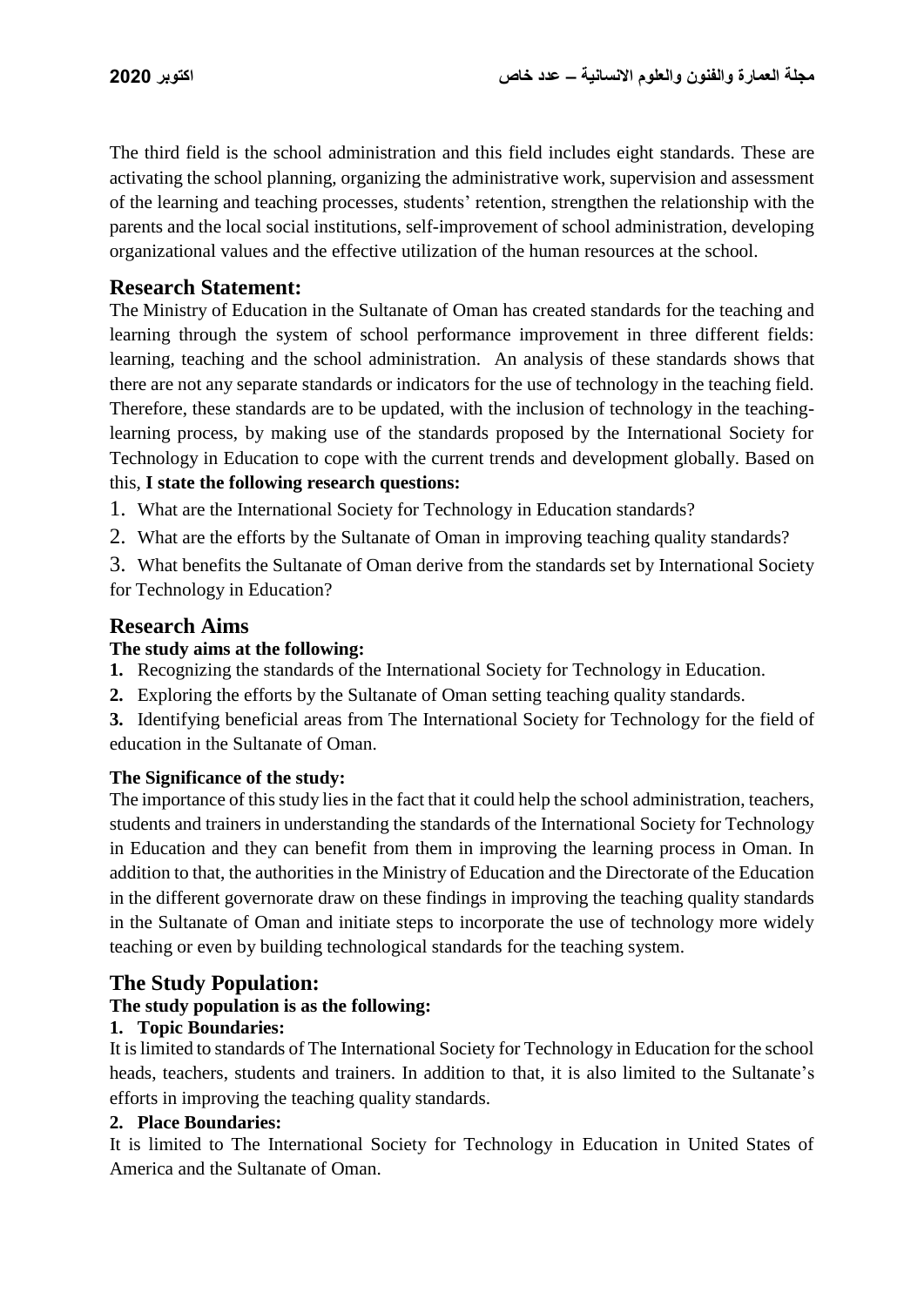The third field is the school administration and this field includes eight standards. These are activating the school planning, organizing the administrative work, supervision and assessment of the learning and teaching processes, students' retention, strengthen the relationship with the parents and the local social institutions, self-improvement of school administration, developing organizational values and the effective utilization of the human resources at the school.

## Research Statement:

The Ministry of Education in the Sultanate of Oman has created standards for the teaching and learning through the system of school performance improvement in three different fields: learning, teaching and the school administration. An analysis of these standards shows that there are not any separate standards or indicators for the use of technology in the teaching field. Therefore, these standards are to be updated, with the inclusion of technology in the teaching-learning process, by making use of the standards proposed by the International Society for Technology in Education to cope with the current trends and development globally. Based on this, **I state the following research questions:**

1. What are the International Society for Technology in Education standards?
2. What are the efforts by the Sultanate of Oman in improving teaching quality standards?
3. What benefits the Sultanate of Oman derive from the standards set by International Society for Technology in Education?

## Research Aims

**The study aims at the following:**

1. Recognizing the standards of the International Society for Technology in Education.
2. Exploring the efforts by the Sultanate of Oman setting teaching quality standards.
3. Identifying beneficial areas from The International Society for Technology for the field of education in the Sultanate of Oman.

### The Significance of the study:

The importance of this study lies in the fact that it could help the school administration, teachers, students and trainers in understanding the standards of the International Society for Technology in Education and they can benefit from them in improving the learning process in Oman. In addition to that, the authorities in the Ministry of Education and the Directorate of the Education in the different governorate draw on these findings in improving the teaching quality standards in the Sultanate of Oman and initiate steps to incorporate the use of technology more widely teaching or even by building technological standards for the teaching system.

## The Study Population:

**The study population is as the following:**

**1. Topic Boundaries:**

It is limited to standards of The International Society for Technology in Education for the school heads, teachers, students and trainers. In addition to that, it is also limited to the Sultanate's efforts in improving the teaching quality standards.

**2. Place Boundaries:**

It is limited to The International Society for Technology in Education in United States of America and the Sultanate of Oman.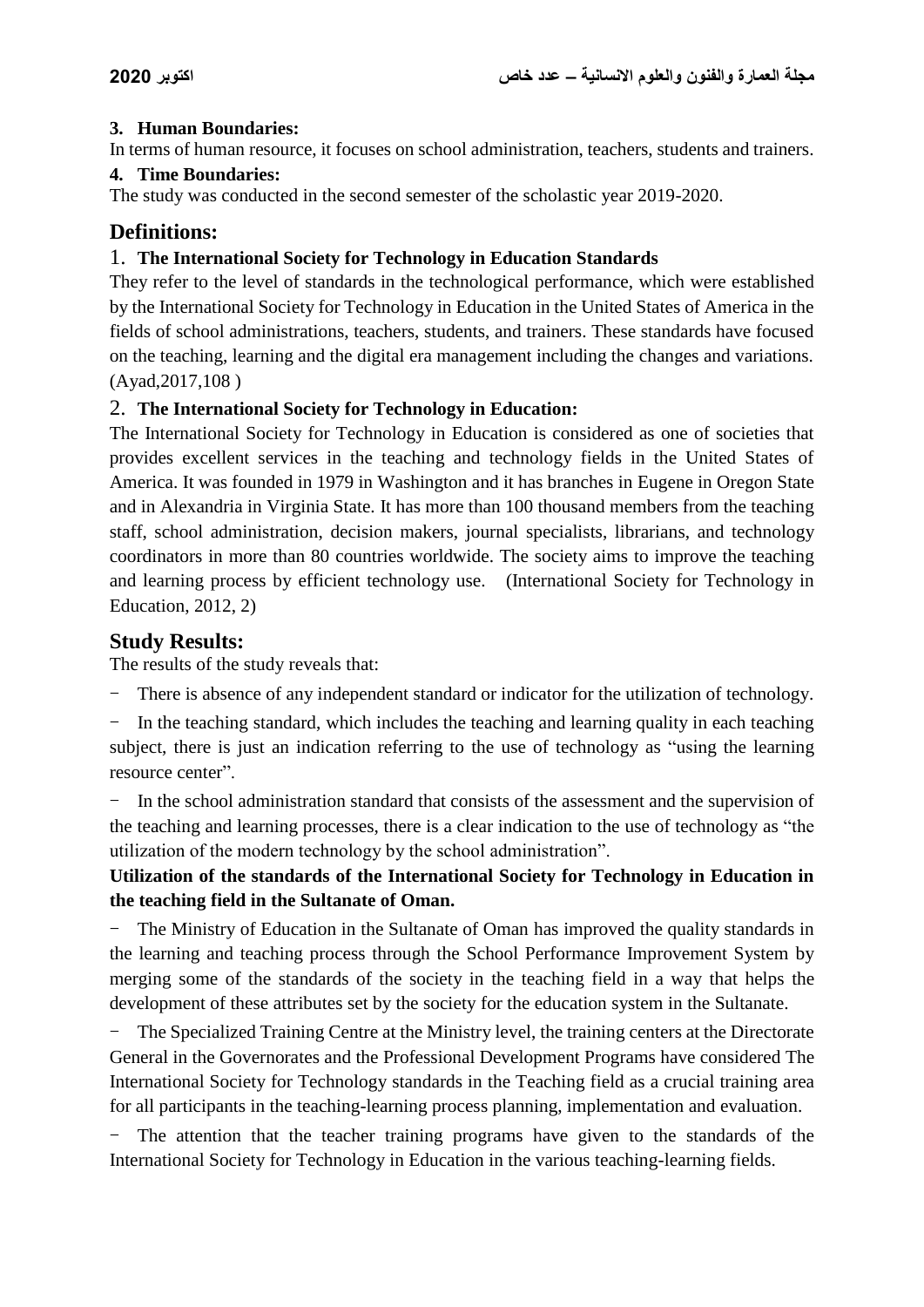**3. Human Boundaries:**

In terms of human resource, it focuses on school administration, teachers, students and trainers.

**4. Time Boundaries:**

The study was conducted in the second semester of the scholastic year 2019-2020.

## Definitions:

### 1. The International Society for Technology in Education Standards

They refer to the level of standards in the technological performance, which were established by the International Society for Technology in Education in the United States of America in the fields of school administrations, teachers, students, and trainers. These standards have focused on the teaching, learning and the digital era management including the changes and variations. (Ayad,2017,108 )

### 2. The International Society for Technology in Education:

The International Society for Technology in Education is considered as one of societies that provides excellent services in the teaching and technology fields in the United States of America. It was founded in 1979 in Washington and it has branches in Eugene in Oregon State and in Alexandria in Virginia State. It has more than 100 thousand members from the teaching staff, school administration, decision makers, journal specialists, librarians, and technology coordinators in more than 80 countries worldwide. The society aims to improve the teaching and learning process by efficient technology use. (International Society for Technology in Education, 2012, 2)

## Study Results:

The results of the study reveals that:

- There is absence of any independent standard or indicator for the utilization of technology.
- In the teaching standard, which includes the teaching and learning quality in each teaching subject, there is just an indication referring to the use of technology as "using the learning resource center".
- In the school administration standard that consists of the assessment and the supervision of the teaching and learning processes, there is a clear indication to the use of technology as "the utilization of the modern technology by the school administration".

**Utilization of the standards of the International Society for Technology in Education in the teaching field in the Sultanate of Oman.**

- The Ministry of Education in the Sultanate of Oman has improved the quality standards in the learning and teaching process through the School Performance Improvement System by merging some of the standards of the society in the teaching field in a way that helps the development of these attributes set by the society for the education system in the Sultanate.
- The Specialized Training Centre at the Ministry level, the training centers at the Directorate General in the Governorates and the Professional Development Programs have considered The International Society for Technology standards in the Teaching field as a crucial training area for all participants in the teaching-learning process planning, implementation and evaluation.
- The attention that the teacher training programs have given to the standards of the International Society for Technology in Education in the various teaching-learning fields.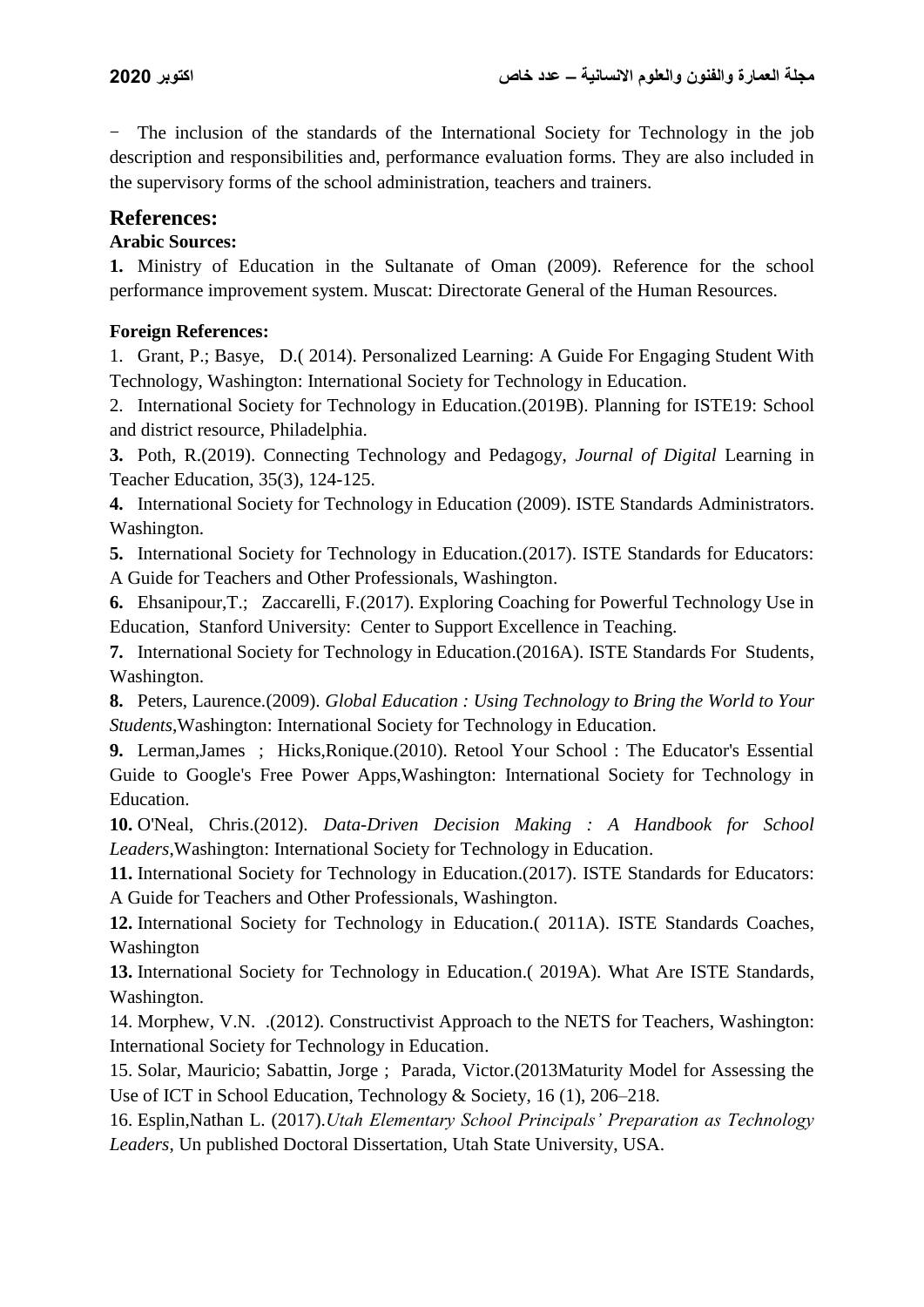- The inclusion of the standards of the International Society for Technology in the job description and responsibilities and, performance evaluation forms. They are also included in the supervisory forms of the school administration, teachers and trainers.

## References:

### Arabic Sources:

**1.** Ministry of Education in the Sultanate of Oman (2009). Reference for the school performance improvement system. Muscat: Directorate General of the Human Resources.

### Foreign References:

1. Grant, P.; Basye, D.( 2014). Personalized Learning: A Guide For Engaging Student With Technology, Washington: International Society for Technology in Education.

2. International Society for Technology in Education.(2019B). Planning for ISTE19: School and district resource, Philadelphia.

**3.** Poth, R.(2019). Connecting Technology and Pedagogy, *Journal of Digital* Learning in Teacher Education, 35(3), 124-125.

**4.** International Society for Technology in Education (2009). ISTE Standards Administrators. Washington.

**5.** International Society for Technology in Education.(2017). ISTE Standards for Educators: A Guide for Teachers and Other Professionals, Washington.

**6.** Ehsanipour,T.; Zaccarelli, F.(2017). Exploring Coaching for Powerful Technology Use in Education, Stanford University: Center to Support Excellence in Teaching.

**7.** International Society for Technology in Education.(2016A). ISTE Standards For Students, Washington.

**8.** Peters, Laurence.(2009). *Global Education : Using Technology to Bring the World to Your Students*,Washington: International Society for Technology in Education.

**9.** Lerman,James ; Hicks,Ronique.(2010). Retool Your School : The Educator's Essential Guide to Google's Free Power Apps,Washington: International Society for Technology in Education.

**10.** O'Neal, Chris.(2012). *Data-Driven Decision Making : A Handbook for School Leaders*,Washington: International Society for Technology in Education.

**11.** International Society for Technology in Education.(2017). ISTE Standards for Educators: A Guide for Teachers and Other Professionals, Washington.

**12.** International Society for Technology in Education.( 2011A). ISTE Standards Coaches, Washington

**13.** International Society for Technology in Education.( 2019A). What Are ISTE Standards, Washington.

14. Morphew, V.N. .(2012). Constructivist Approach to the NETS for Teachers, Washington: International Society for Technology in Education.

15. Solar, Mauricio; Sabattin, Jorge ; Parada, Victor.(2013Maturity Model for Assessing the Use of ICT in School Education, Technology & Society, 16 (1), 206–218.

16. Esplin,Nathan L. (2017).*Utah Elementary School Principals' Preparation as Technology Leaders*, Un published Doctoral Dissertation, Utah State University, USA.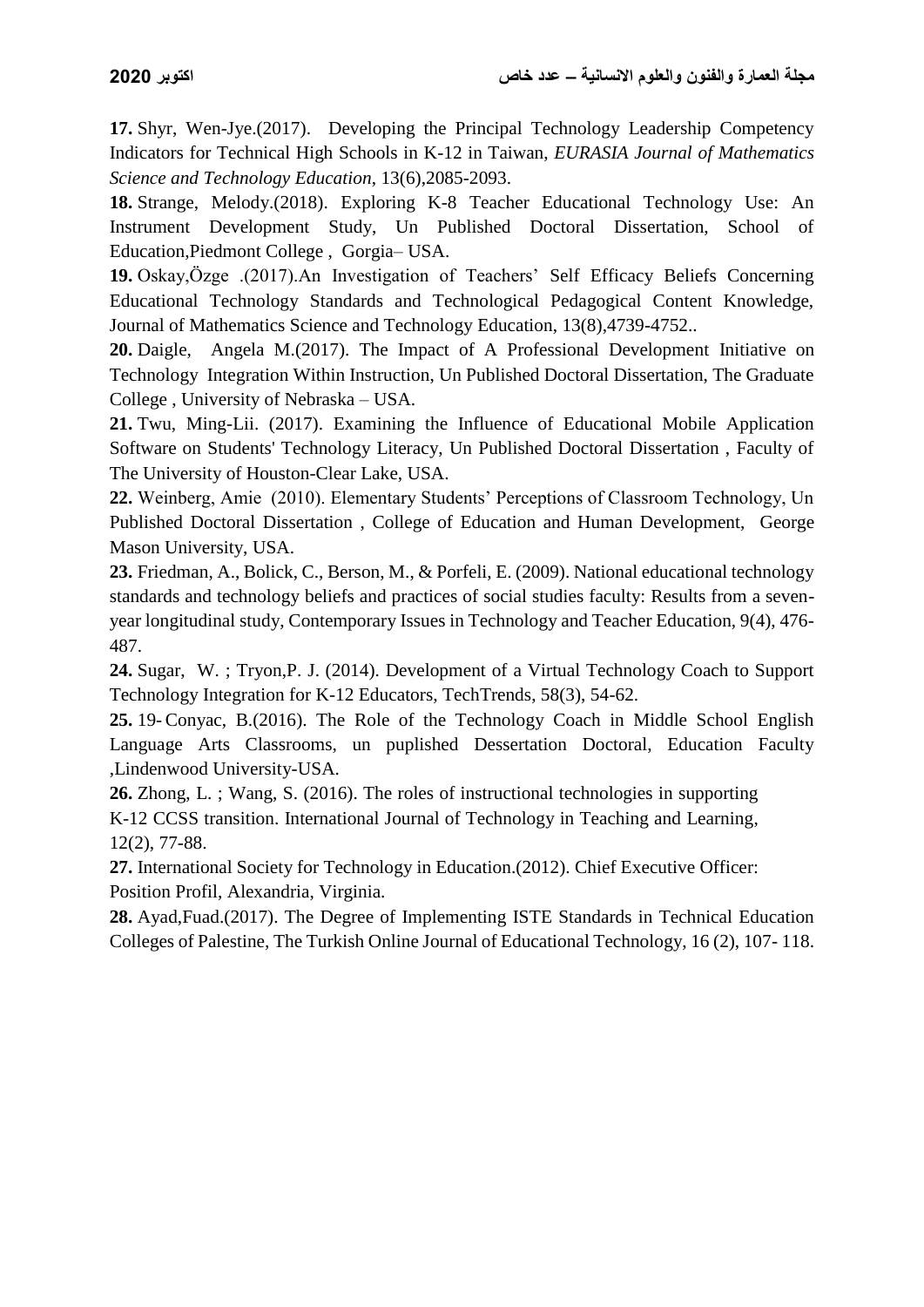**17.** Shyr, Wen-Jye.(2017). Developing the Principal Technology Leadership Competency Indicators for Technical High Schools in K-12 in Taiwan, *EURASIA Journal of Mathematics Science and Technology Education*, 13(6),2085-2093.

**18.** Strange, Melody.(2018). Exploring K-8 Teacher Educational Technology Use: An Instrument Development Study, Un Published Doctoral Dissertation, School of Education,Piedmont College , Gorgia– USA.

**19.** Oskay,Özge .(2017).An Investigation of Teachers' Self Efficacy Beliefs Concerning Educational Technology Standards and Technological Pedagogical Content Knowledge, Journal of Mathematics Science and Technology Education, 13(8),4739-4752..

**20.** Daigle, Angela M.(2017). The Impact of A Professional Development Initiative on Technology Integration Within Instruction, Un Published Doctoral Dissertation, The Graduate College , University of Nebraska – USA.

**21.** Twu, Ming-Lii. (2017). Examining the Influence of Educational Mobile Application Software on Students' Technology Literacy, Un Published Doctoral Dissertation , Faculty of The University of Houston-Clear Lake, USA.

**22.** Weinberg, Amie (2010). Elementary Students' Perceptions of Classroom Technology, Un Published Doctoral Dissertation , College of Education and Human Development, George Mason University, USA.

**23.** Friedman, A., Bolick, C., Berson, M., & Porfeli, E. (2009). National educational technology standards and technology beliefs and practices of social studies faculty: Results from a seven-year longitudinal study, Contemporary Issues in Technology and Teacher Education, 9(4), 476-487.

**24.** Sugar, W. ; Tryon,P. J. (2014). Development of a Virtual Technology Coach to Support Technology Integration for K-12 Educators, TechTrends, 58(3), 54-62.

**25.** 19- Conyac, B.(2016). The Role of the Technology Coach in Middle School English Language Arts Classrooms, un puplished Dessertation Doctoral, Education Faculty ,Lindenwood University-USA.

**26.** Zhong, L. ; Wang, S. (2016). The roles of instructional technologies in supporting K-12 CCSS transition. International Journal of Technology in Teaching and Learning, 12(2), 77-88.

**27.** International Society for Technology in Education.(2012). Chief Executive Officer: Position Profil, Alexandria, Virginia.

**28.** Ayad,Fuad.(2017). The Degree of Implementing ISTE Standards in Technical Education Colleges of Palestine, The Turkish Online Journal of Educational Technology, 16 (2), 107- 118.